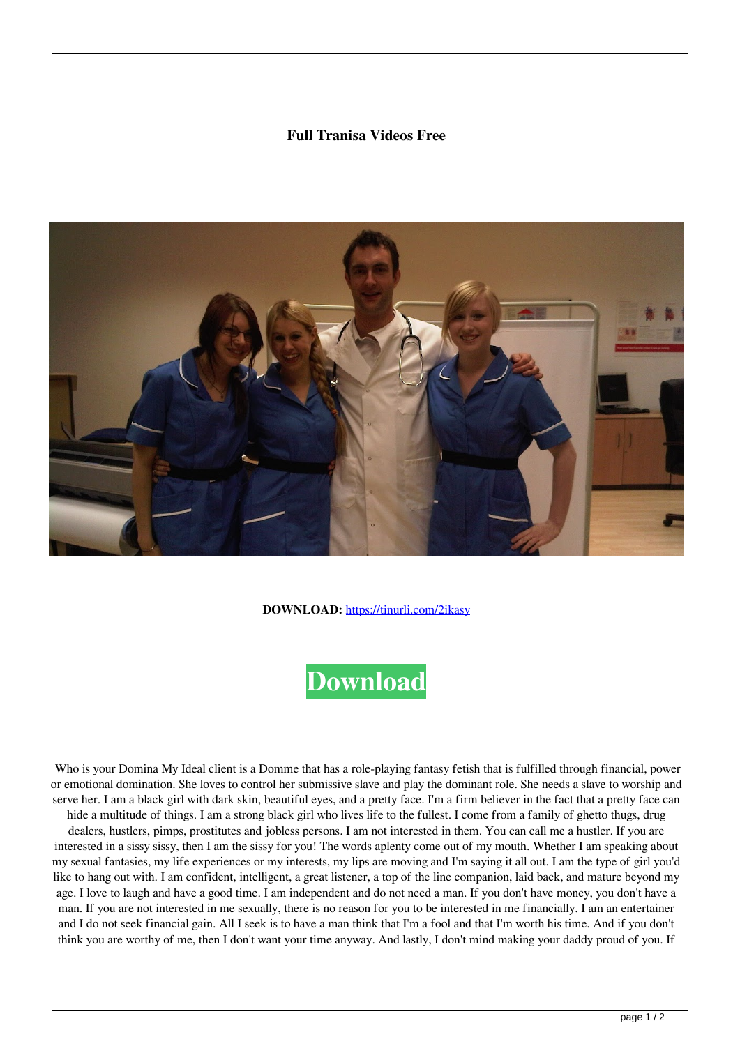**Full Tranisa Videos Free**

**DOWNLOAD:** https://tinurli.com/2ikasy

**Download**

Who is your Domina My Ideal client is a Domme that has a role-playing fantasy fetish that is fulfilled through financial, power or emotional domination. She loves to control her submissive slave and play the dominant role. She needs a slave to worship and serve her. I am a black girl with dark skin, beautiful eyes, and a pretty face. I'm a firm believer in the fact that a pretty face can hide a multitude of things. I am a strong black girl who lives life to the fullest. I come from a family of ghetto thugs, drug dealers, hustlers, pimps, prostitutes and jobless persons. I am not interested in them. You can call me a hustler. If you are interested in a sissy sissy, then I am the sissy for you! The words aplenty come out of my mouth. Whether I am speaking about my sexual fantasies, my life experiences or my interests, my lips are moving and I'm saying it all out. I am the type of girl you'd like to hang out with. I am confident, intelligent, a great listener, a top of the line companion, laid back, and mature beyond my age. I love to laugh and have a good time. I am independent and do not need a man. If you don't have money, you don't have a man. If you are not interested in me sexually, there is no reason for you to be interested in me financially. I am an entertainer and I do not seek financial gain. All I seek is to have a man think that I'm a fool and that I'm worth his time. And if you don't think you are worthy of me, then I don't want your time anyway. And lastly, I don't mind making your daddy proud of you. If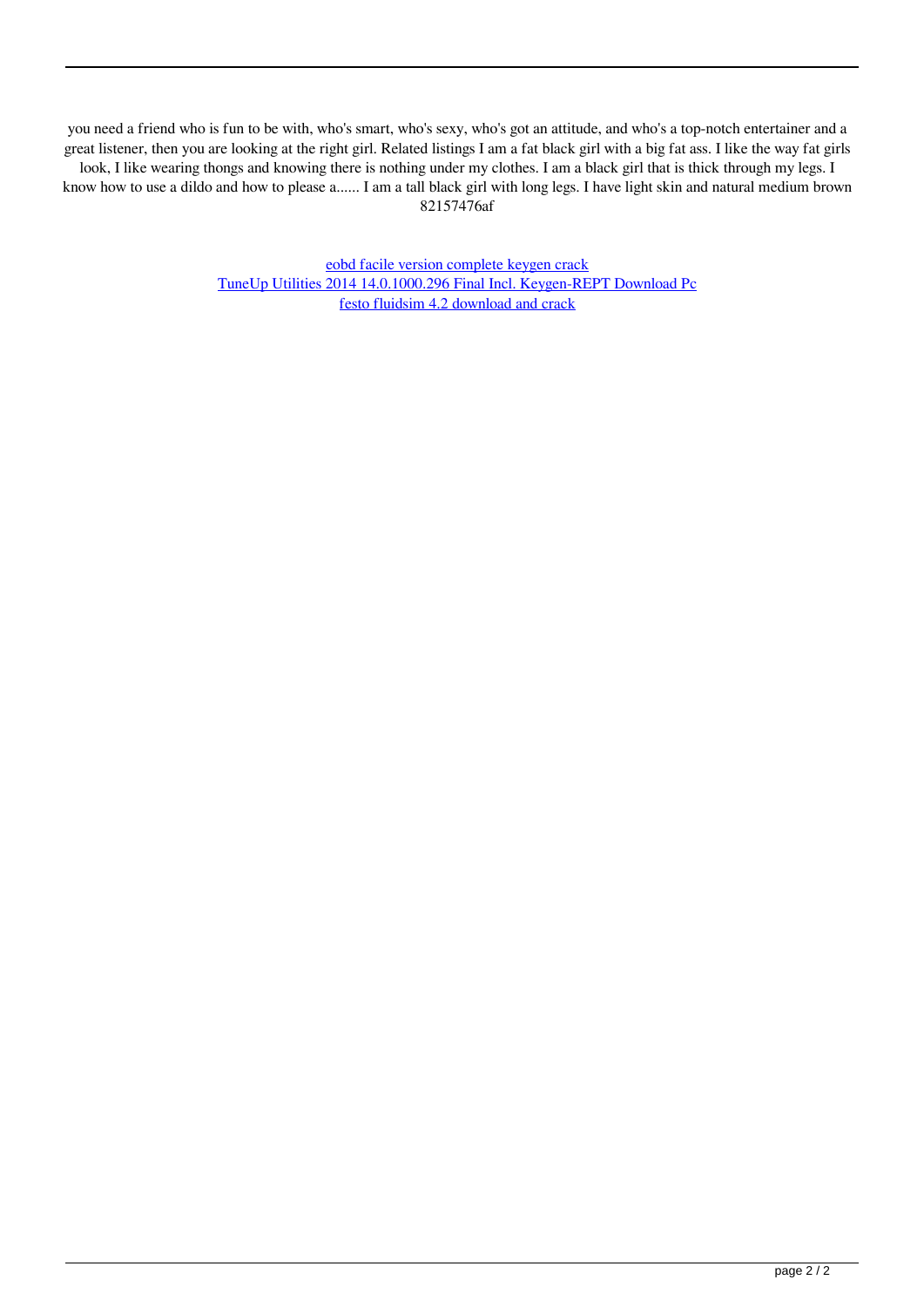you need a friend who is fun to be with, who's smart, who's sexy, who's got an attitude, and who's a top-notch entertainer and a great listener, then you are looking at the right girl. Related listings I am a fat black girl with a big fat ass. I like the way fat girls look, I like wearing thongs and knowing there is nothing under my clothes. I am a black girl that is thick through my legs. I know how to use a dildo and how to please a...... I am a tall black girl with long legs. I have light skin and natural medium brown 82157476af

eobd facile version complete keygen crack
TuneUp Utilities 2014 14.0.1000.296 Final Incl. Keygen-REPT Download Pc
festo fluidsim 4.2 download and crack